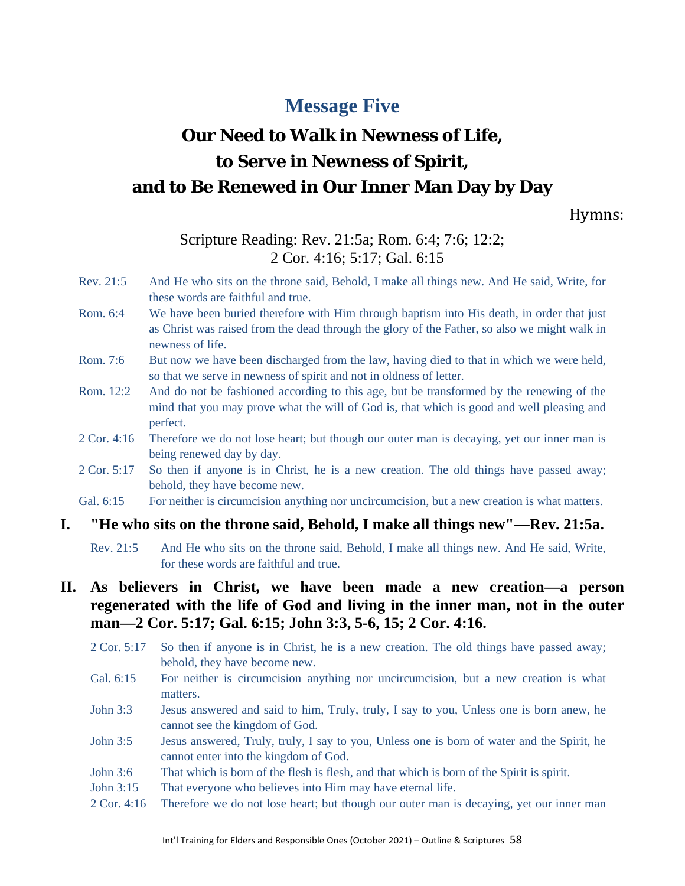# Message Five

## Our Need to Walk in Newness of Life, to Serve in Newness of Spirit, and to Be Renewed in Our Inner Man Day by Day

Hymns:

Scripture Reading: Rev. 21:5a; Rom. 6:4; 7:6; 12:2; 2 Cor. 4:16; 5:17; Gal. 6:15

Rev. 21:5 And He who sits on the throne said, Behold, I make all things new. And He said, Write, for these words are faithful and true.

Rom. 6:4 We have been buried therefore with Him through baptism into His death, in order that just as Christ was raised from the dead through the glory of the Father, so also we might walk in newness of life.

Rom. 7:6 But now we have been discharged from the law, having died to that in which we were held, so that we serve in newness of spirit and not in oldness of letter.

Rom. 12:2 And do not be fashioned according to this age, but be transformed by the renewing of the mind that you may prove what the will of God is, that which is good and well pleasing and perfect.

2 Cor. 4:16 Therefore we do not lose heart; but though our outer man is decaying, yet our inner man is being renewed day by day.

2 Cor. 5:17 So then if anyone is in Christ, he is a new creation. The old things have passed away; behold, they have become new.

Gal. 6:15 For neither is circumcision anything nor uncircumcision, but a new creation is what matters.

### I. "He who sits on the throne said, Behold, I make all things new"—Rev. 21:5a.

Rev. 21:5 And He who sits on the throne said, Behold, I make all things new. And He said, Write, for these words are faithful and true.

### II. As believers in Christ, we have been made a new creation—a person regenerated with the life of God and living in the inner man, not in the outer man—2 Cor. 5:17; Gal. 6:15; John 3:3, 5-6, 15; 2 Cor. 4:16.

2 Cor. 5:17 So then if anyone is in Christ, he is a new creation. The old things have passed away; behold, they have become new.

Gal. 6:15 For neither is circumcision anything nor uncircumcision, but a new creation is what matters.

John 3:3 Jesus answered and said to him, Truly, truly, I say to you, Unless one is born anew, he cannot see the kingdom of God.

John 3:5 Jesus answered, Truly, truly, I say to you, Unless one is born of water and the Spirit, he cannot enter into the kingdom of God.

John 3:6 That which is born of the flesh is flesh, and that which is born of the Spirit is spirit.

John 3:15 That everyone who believes into Him may have eternal life.

2 Cor. 4:16 Therefore we do not lose heart; but though our outer man is decaying, yet our inner man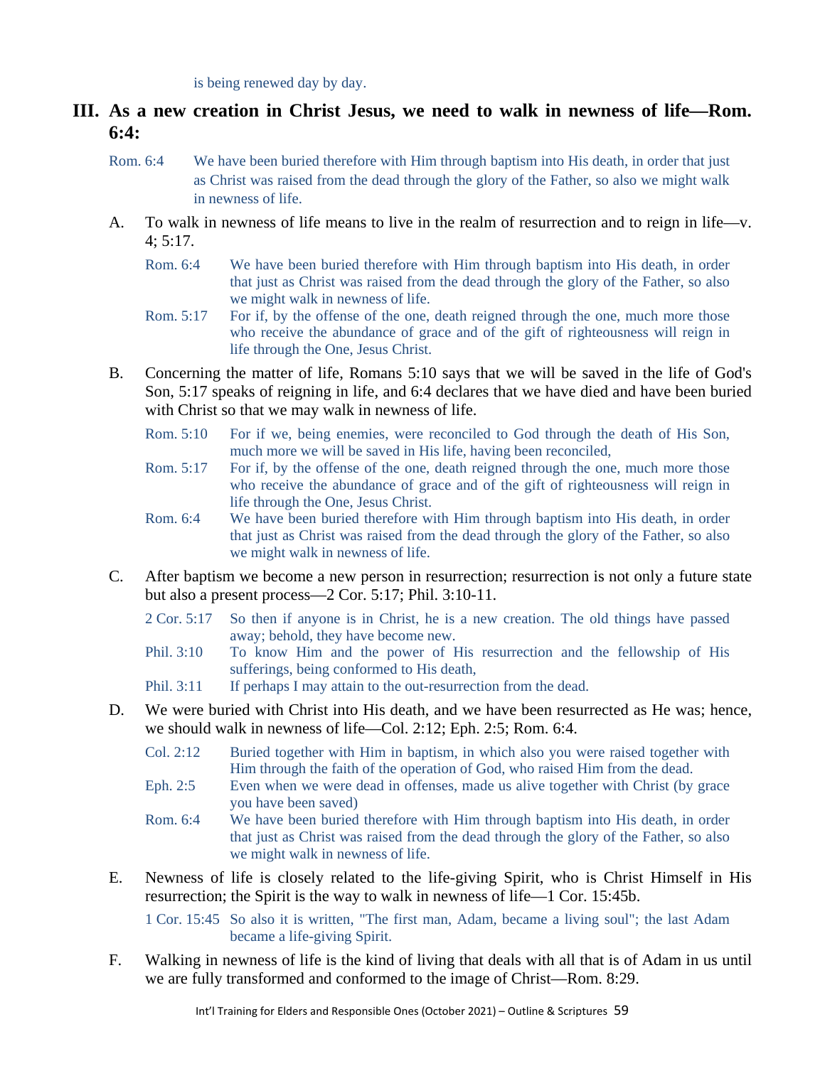is being renewed day by day.

## III. As a new creation in Christ Jesus, we need to walk in newness of life—Rom. 6:4:

Rom. 6:4 We have been buried therefore with Him through baptism into His death, in order that just as Christ was raised from the dead through the glory of the Father, so also we might walk in newness of life.

A. To walk in newness of life means to live in the realm of resurrection and to reign in life—v. 4; 5:17.

Rom. 6:4 We have been buried therefore with Him through baptism into His death, in order that just as Christ was raised from the dead through the glory of the Father, so also we might walk in newness of life.

Rom. 5:17 For if, by the offense of the one, death reigned through the one, much more those who receive the abundance of grace and of the gift of righteousness will reign in life through the One, Jesus Christ.

B. Concerning the matter of life, Romans 5:10 says that we will be saved in the life of God's Son, 5:17 speaks of reigning in life, and 6:4 declares that we have died and have been buried with Christ so that we may walk in newness of life.

Rom. 5:10 For if we, being enemies, were reconciled to God through the death of His Son, much more we will be saved in His life, having been reconciled,

Rom. 5:17 For if, by the offense of the one, death reigned through the one, much more those who receive the abundance of grace and of the gift of righteousness will reign in life through the One, Jesus Christ.

Rom. 6:4 We have been buried therefore with Him through baptism into His death, in order that just as Christ was raised from the dead through the glory of the Father, so also we might walk in newness of life.

C. After baptism we become a new person in resurrection; resurrection is not only a future state but also a present process—2 Cor. 5:17; Phil. 3:10-11.

2 Cor. 5:17 So then if anyone is in Christ, he is a new creation. The old things have passed away; behold, they have become new.

Phil. 3:10 To know Him and the power of His resurrection and the fellowship of His sufferings, being conformed to His death,

Phil. 3:11 If perhaps I may attain to the out-resurrection from the dead.

D. We were buried with Christ into His death, and we have been resurrected as He was; hence, we should walk in newness of life—Col. 2:12; Eph. 2:5; Rom. 6:4.

Col. 2:12 Buried together with Him in baptism, in which also you were raised together with Him through the faith of the operation of God, who raised Him from the dead.

Eph. 2:5 Even when we were dead in offenses, made us alive together with Christ (by grace you have been saved)

Rom. 6:4 We have been buried therefore with Him through baptism into His death, in order that just as Christ was raised from the dead through the glory of the Father, so also we might walk in newness of life.

E. Newness of life is closely related to the life-giving Spirit, who is Christ Himself in His resurrection; the Spirit is the way to walk in newness of life—1 Cor. 15:45b.

1 Cor. 15:45 So also it is written, "The first man, Adam, became a living soul"; the last Adam became a life-giving Spirit.

F. Walking in newness of life is the kind of living that deals with all that is of Adam in us until we are fully transformed and conformed to the image of Christ—Rom. 8:29.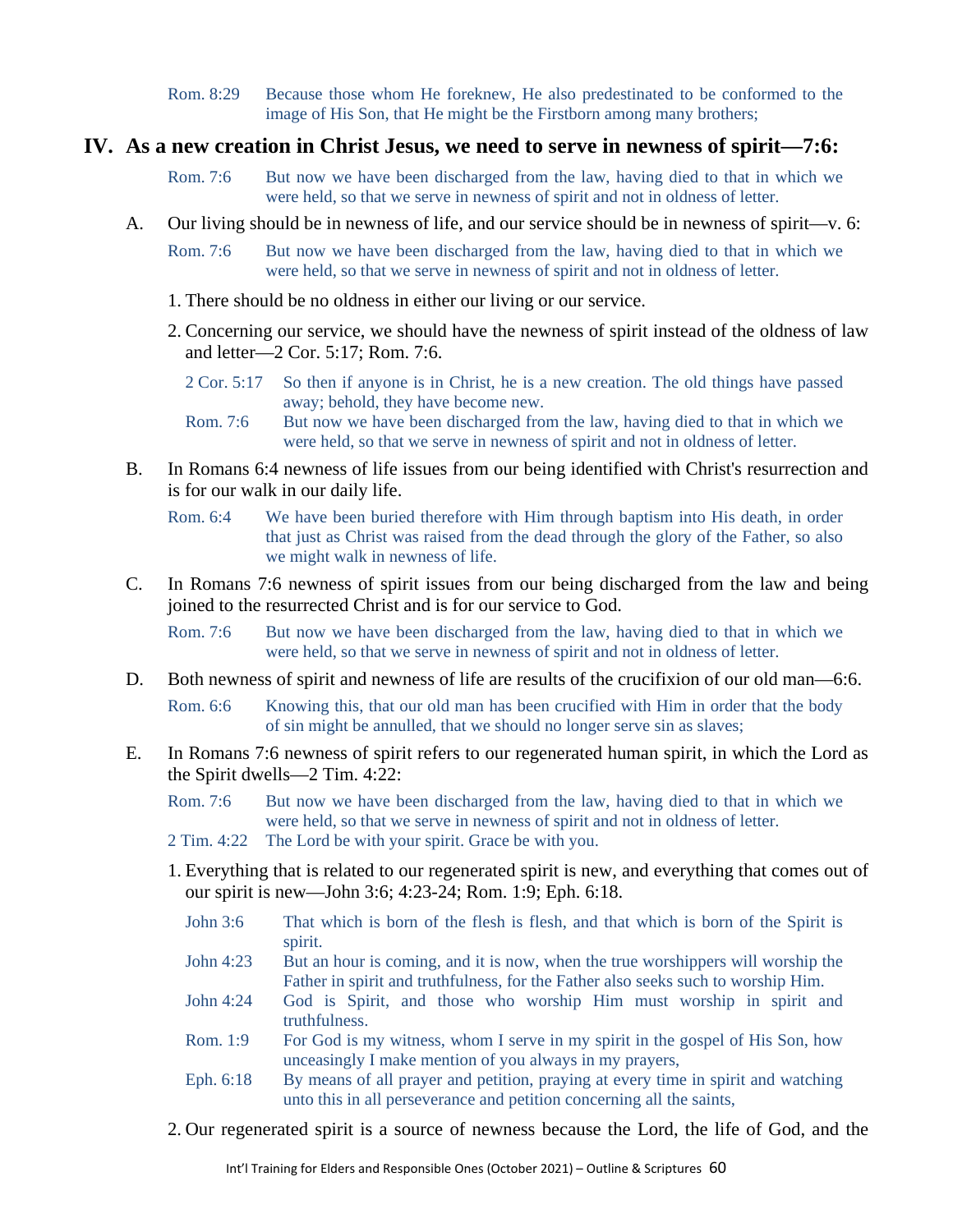Rom. 8:29 Because those whom He foreknew, He also predestinated to be conformed to the image of His Son, that He might be the Firstborn among many brothers;

## IV. As a new creation in Christ Jesus, we need to serve in newness of spirit—7:6:

Rom. 7:6 But now we have been discharged from the law, having died to that in which we were held, so that we serve in newness of spirit and not in oldness of letter.

A. Our living should be in newness of life, and our service should be in newness of spirit—v. 6:

Rom. 7:6 But now we have been discharged from the law, having died to that in which we were held, so that we serve in newness of spirit and not in oldness of letter.

1. There should be no oldness in either our living or our service.

2. Concerning our service, we should have the newness of spirit instead of the oldness of law and letter—2 Cor. 5:17; Rom. 7:6.

2 Cor. 5:17 So then if anyone is in Christ, he is a new creation. The old things have passed away; behold, they have become new.

Rom. 7:6 But now we have been discharged from the law, having died to that in which we were held, so that we serve in newness of spirit and not in oldness of letter.

B. In Romans 6:4 newness of life issues from our being identified with Christ's resurrection and is for our walk in our daily life.

Rom. 6:4 We have been buried therefore with Him through baptism into His death, in order that just as Christ was raised from the dead through the glory of the Father, so also we might walk in newness of life.

C. In Romans 7:6 newness of spirit issues from our being discharged from the law and being joined to the resurrected Christ and is for our service to God.

Rom. 7:6 But now we have been discharged from the law, having died to that in which we were held, so that we serve in newness of spirit and not in oldness of letter.

D. Both newness of spirit and newness of life are results of the crucifixion of our old man—6:6.

Rom. 6:6 Knowing this, that our old man has been crucified with Him in order that the body of sin might be annulled, that we should no longer serve sin as slaves;

E. In Romans 7:6 newness of spirit refers to our regenerated human spirit, in which the Lord as the Spirit dwells—2 Tim. 4:22:

Rom. 7:6 But now we have been discharged from the law, having died to that in which we were held, so that we serve in newness of spirit and not in oldness of letter.

2 Tim. 4:22 The Lord be with your spirit. Grace be with you.

1. Everything that is related to our regenerated spirit is new, and everything that comes out of our spirit is new—John 3:6; 4:23-24; Rom. 1:9; Eph. 6:18.

John 3:6 That which is born of the flesh is flesh, and that which is born of the Spirit is spirit.

John 4:23 But an hour is coming, and it is now, when the true worshippers will worship the Father in spirit and truthfulness, for the Father also seeks such to worship Him.

John 4:24 God is Spirit, and those who worship Him must worship in spirit and truthfulness.

Rom. 1:9 For God is my witness, whom I serve in my spirit in the gospel of His Son, how unceasingly I make mention of you always in my prayers,

Eph. 6:18 By means of all prayer and petition, praying at every time in spirit and watching unto this in all perseverance and petition concerning all the saints,

2. Our regenerated spirit is a source of newness because the Lord, the life of God, and the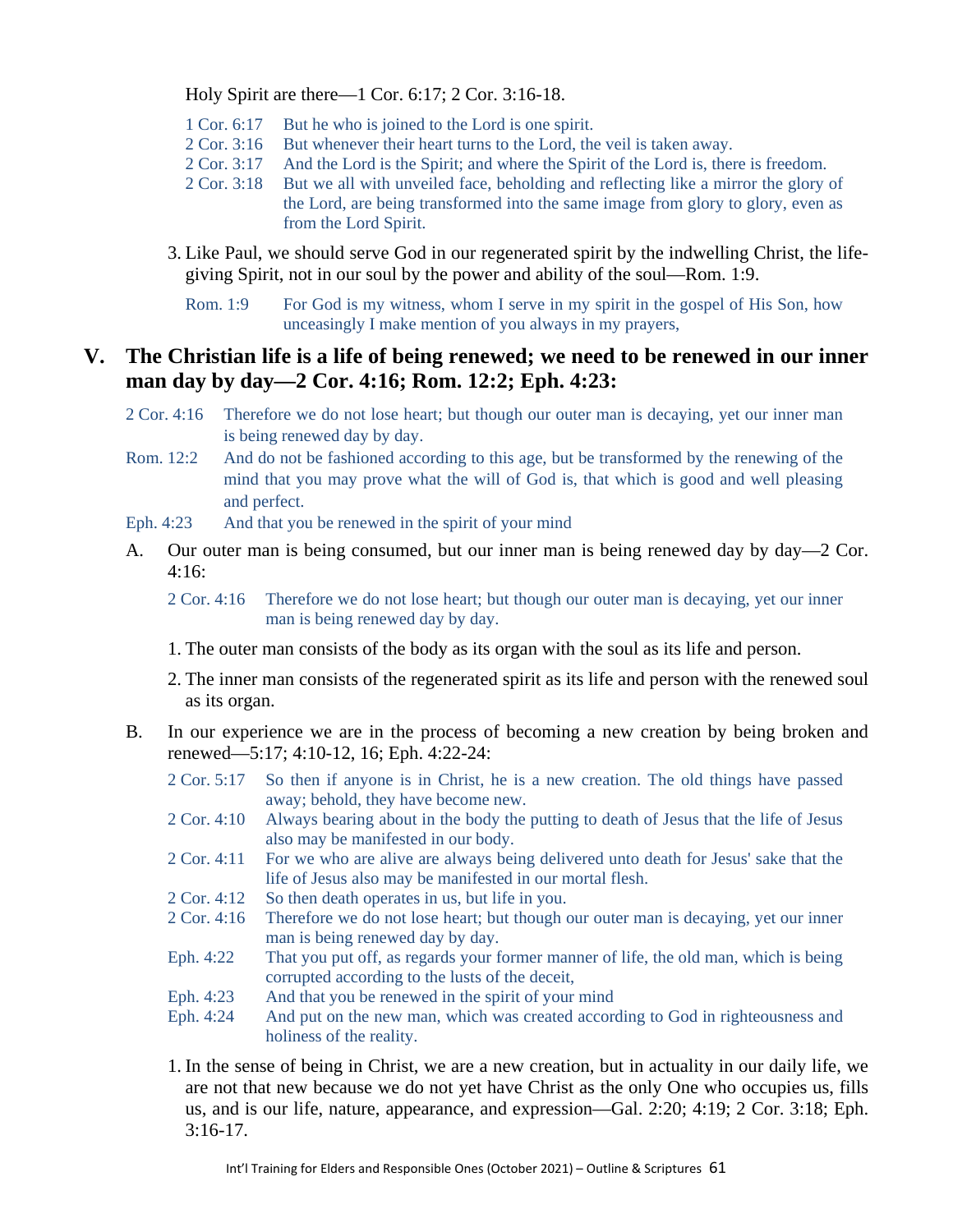Holy Spirit are there—1 Cor. 6:17; 2 Cor. 3:16-18.

1 Cor. 6:17 But he who is joined to the Lord is one spirit.
2 Cor. 3:16 But whenever their heart turns to the Lord, the veil is taken away.
2 Cor. 3:17 And the Lord is the Spirit; and where the Spirit of the Lord is, there is freedom.
2 Cor. 3:18 But we all with unveiled face, beholding and reflecting like a mirror the glory of the Lord, are being transformed into the same image from glory to glory, even as from the Lord Spirit.

3. Like Paul, we should serve God in our regenerated spirit by the indwelling Christ, the life-giving Spirit, not in our soul by the power and ability of the soul—Rom. 1:9.

Rom. 1:9 For God is my witness, whom I serve in my spirit in the gospel of His Son, how unceasingly I make mention of you always in my prayers,

## V. The Christian life is a life of being renewed; we need to be renewed in our inner man day by day—2 Cor. 4:16; Rom. 12:2; Eph. 4:23:

2 Cor. 4:16 Therefore we do not lose heart; but though our outer man is decaying, yet our inner man is being renewed day by day.
Rom. 12:2 And do not be fashioned according to this age, but be transformed by the renewing of the mind that you may prove what the will of God is, that which is good and well pleasing and perfect.
Eph. 4:23 And that you be renewed in the spirit of your mind

A. Our outer man is being consumed, but our inner man is being renewed day by day—2 Cor. 4:16:

2 Cor. 4:16 Therefore we do not lose heart; but though our outer man is decaying, yet our inner man is being renewed day by day.

1. The outer man consists of the body as its organ with the soul as its life and person.

2. The inner man consists of the regenerated spirit as its life and person with the renewed soul as its organ.

B. In our experience we are in the process of becoming a new creation by being broken and renewed—5:17; 4:10-12, 16; Eph. 4:22-24:

2 Cor. 5:17 So then if anyone is in Christ, he is a new creation. The old things have passed away; behold, they have become new.
2 Cor. 4:10 Always bearing about in the body the putting to death of Jesus that the life of Jesus also may be manifested in our body.
2 Cor. 4:11 For we who are alive are always being delivered unto death for Jesus' sake that the life of Jesus also may be manifested in our mortal flesh.
2 Cor. 4:12 So then death operates in us, but life in you.
2 Cor. 4:16 Therefore we do not lose heart; but though our outer man is decaying, yet our inner man is being renewed day by day.
Eph. 4:22 That you put off, as regards your former manner of life, the old man, which is being corrupted according to the lusts of the deceit,
Eph. 4:23 And that you be renewed in the spirit of your mind
Eph. 4:24 And put on the new man, which was created according to God in righteousness and holiness of the reality.

1. In the sense of being in Christ, we are a new creation, but in actuality in our daily life, we are not that new because we do not yet have Christ as the only One who occupies us, fills us, and is our life, nature, appearance, and expression—Gal. 2:20; 4:19; 2 Cor. 3:18; Eph. 3:16-17.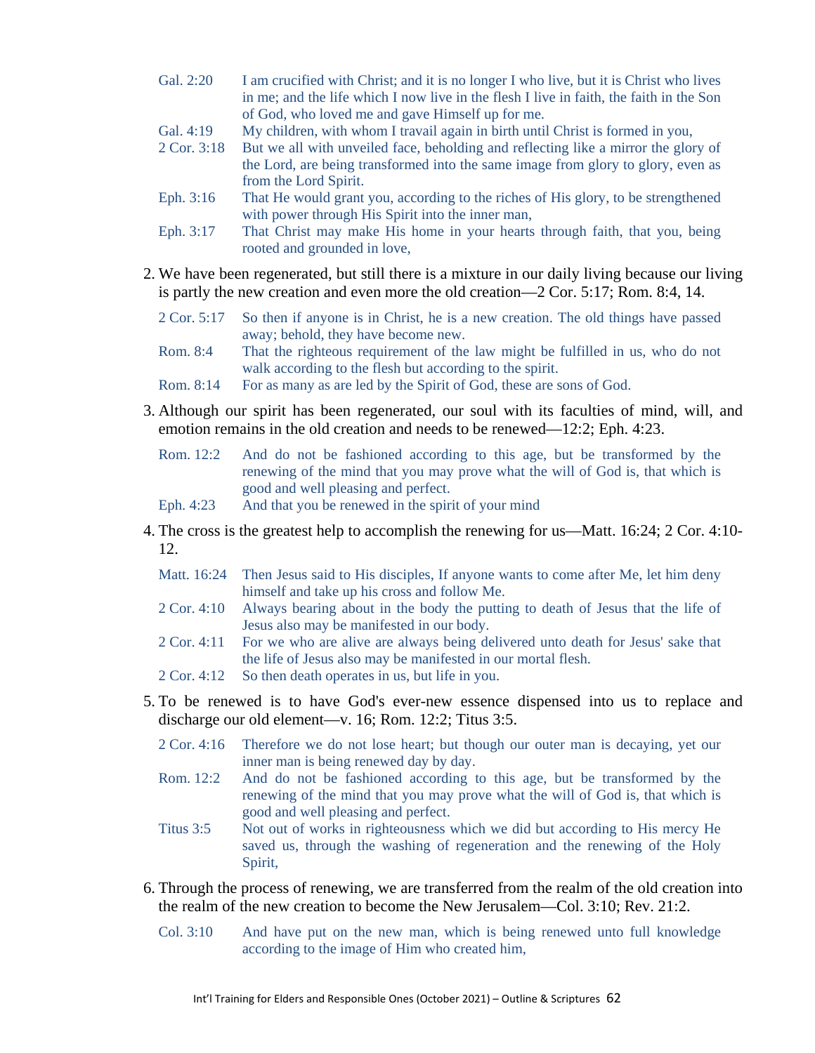Gal. 2:20 I am crucified with Christ; and it is no longer I who live, but it is Christ who lives in me; and the life which I now live in the flesh I live in faith, the faith in the Son of God, who loved me and gave Himself up for me.

Gal. 4:19 My children, with whom I travail again in birth until Christ is formed in you,

2 Cor. 3:18 But we all with unveiled face, beholding and reflecting like a mirror the glory of the Lord, are being transformed into the same image from glory to glory, even as from the Lord Spirit.

Eph. 3:16 That He would grant you, according to the riches of His glory, to be strengthened with power through His Spirit into the inner man,

Eph. 3:17 That Christ may make His home in your hearts through faith, that you, being rooted and grounded in love,

2. We have been regenerated, but still there is a mixture in our daily living because our living is partly the new creation and even more the old creation—2 Cor. 5:17; Rom. 8:4, 14.

2 Cor. 5:17 So then if anyone is in Christ, he is a new creation. The old things have passed away; behold, they have become new.

Rom. 8:4 That the righteous requirement of the law might be fulfilled in us, who do not walk according to the flesh but according to the spirit.

Rom. 8:14 For as many as are led by the Spirit of God, these are sons of God.

3. Although our spirit has been regenerated, our soul with its faculties of mind, will, and emotion remains in the old creation and needs to be renewed—12:2; Eph. 4:23.

Rom. 12:2 And do not be fashioned according to this age, but be transformed by the renewing of the mind that you may prove what the will of God is, that which is good and well pleasing and perfect.

Eph. 4:23 And that you be renewed in the spirit of your mind

4. The cross is the greatest help to accomplish the renewing for us—Matt. 16:24; 2 Cor. 4:10-12.

Matt. 16:24 Then Jesus said to His disciples, If anyone wants to come after Me, let him deny himself and take up his cross and follow Me.

2 Cor. 4:10 Always bearing about in the body the putting to death of Jesus that the life of Jesus also may be manifested in our body.

2 Cor. 4:11 For we who are alive are always being delivered unto death for Jesus' sake that the life of Jesus also may be manifested in our mortal flesh.

2 Cor. 4:12 So then death operates in us, but life in you.

5. To be renewed is to have God's ever-new essence dispensed into us to replace and discharge our old element—v. 16; Rom. 12:2; Titus 3:5.

2 Cor. 4:16 Therefore we do not lose heart; but though our outer man is decaying, yet our inner man is being renewed day by day.

Rom. 12:2 And do not be fashioned according to this age, but be transformed by the renewing of the mind that you may prove what the will of God is, that which is good and well pleasing and perfect.

Titus 3:5 Not out of works in righteousness which we did but according to His mercy He saved us, through the washing of regeneration and the renewing of the Holy Spirit,

6. Through the process of renewing, we are transferred from the realm of the old creation into the realm of the new creation to become the New Jerusalem—Col. 3:10; Rev. 21:2.

Col. 3:10 And have put on the new man, which is being renewed unto full knowledge according to the image of Him who created him,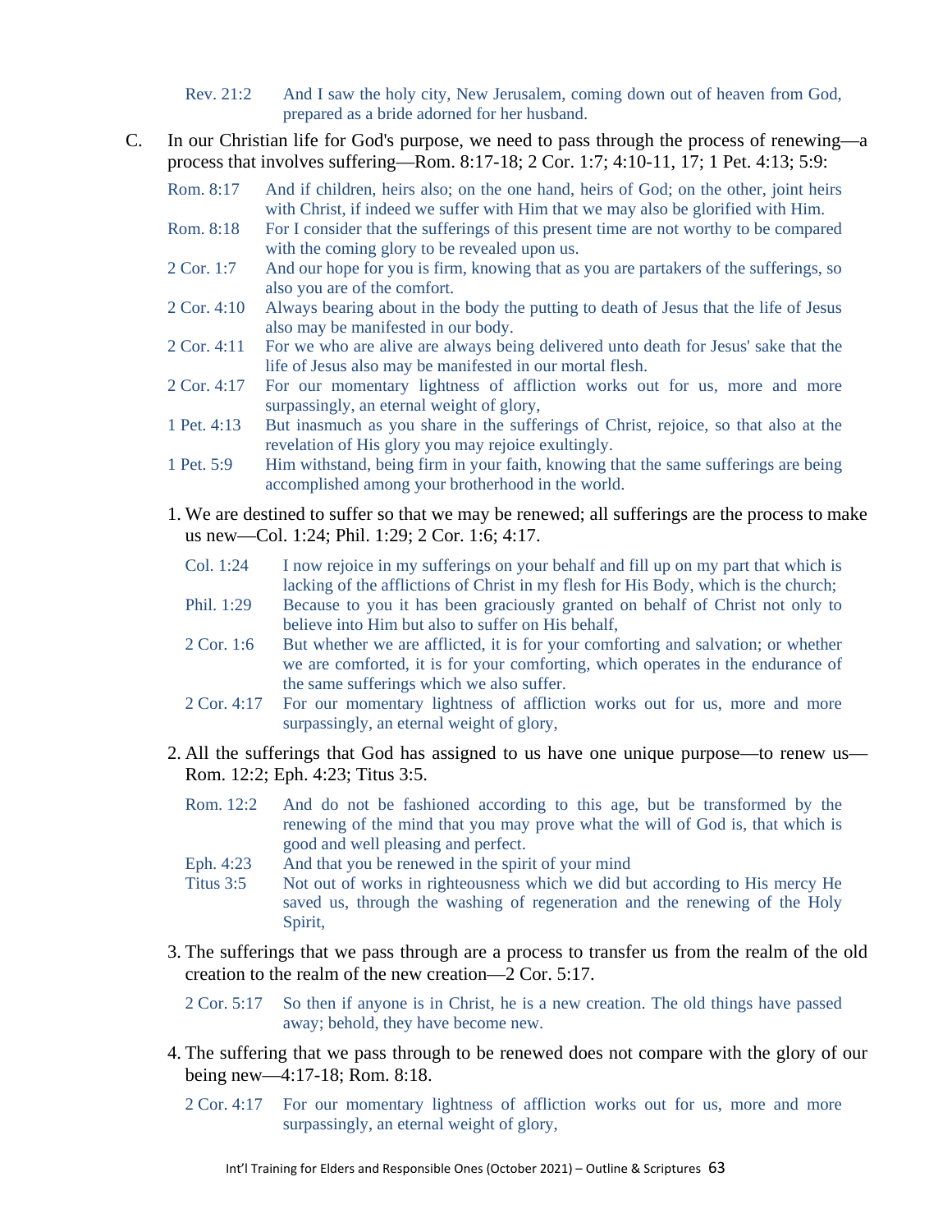Rev. 21:2 And I saw the holy city, New Jerusalem, coming down out of heaven from God, prepared as a bride adorned for her husband.

C. In our Christian life for God's purpose, we need to pass through the process of renewing—a process that involves suffering—Rom. 8:17-18; 2 Cor. 1:7; 4:10-11, 17; 1 Pet. 4:13; 5:9:

Rom. 8:17 And if children, heirs also; on the one hand, heirs of God; on the other, joint heirs with Christ, if indeed we suffer with Him that we may also be glorified with Him.

Rom. 8:18 For I consider that the sufferings of this present time are not worthy to be compared with the coming glory to be revealed upon us.

2 Cor. 1:7 And our hope for you is firm, knowing that as you are partakers of the sufferings, so also you are of the comfort.

2 Cor. 4:10 Always bearing about in the body the putting to death of Jesus that the life of Jesus also may be manifested in our body.

2 Cor. 4:11 For we who are alive are always being delivered unto death for Jesus' sake that the life of Jesus also may be manifested in our mortal flesh.

2 Cor. 4:17 For our momentary lightness of affliction works out for us, more and more surpassingly, an eternal weight of glory,

1 Pet. 4:13 But inasmuch as you share in the sufferings of Christ, rejoice, so that also at the revelation of His glory you may rejoice exultingly.

1 Pet. 5:9 Him withstand, being firm in your faith, knowing that the same sufferings are being accomplished among your brotherhood in the world.

1. We are destined to suffer so that we may be renewed; all sufferings are the process to make us new—Col. 1:24; Phil. 1:29; 2 Cor. 1:6; 4:17.

   Col. 1:24 I now rejoice in my sufferings on your behalf and fill up on my part that which is lacking of the afflictions of Christ in my flesh for His Body, which is the church;

   Phil. 1:29 Because to you it has been graciously granted on behalf of Christ not only to believe into Him but also to suffer on His behalf,

   2 Cor. 1:6 But whether we are afflicted, it is for your comforting and salvation; or whether we are comforted, it is for your comforting, which operates in the endurance of the same sufferings which we also suffer.

   2 Cor. 4:17 For our momentary lightness of affliction works out for us, more and more surpassingly, an eternal weight of glory,

2. All the sufferings that God has assigned to us have one unique purpose—to renew us—Rom. 12:2; Eph. 4:23; Titus 3:5.

   Rom. 12:2 And do not be fashioned according to this age, but be transformed by the renewing of the mind that you may prove what the will of God is, that which is good and well pleasing and perfect.

   Eph. 4:23 And that you be renewed in the spirit of your mind

   Titus 3:5 Not out of works in righteousness which we did but according to His mercy He saved us, through the washing of regeneration and the renewing of the Holy Spirit,

3. The sufferings that we pass through are a process to transfer us from the realm of the old creation to the realm of the new creation—2 Cor. 5:17.

   2 Cor. 5:17 So then if anyone is in Christ, he is a new creation. The old things have passed away; behold, they have become new.

4. The suffering that we pass through to be renewed does not compare with the glory of our being new—4:17-18; Rom. 8:18.

   2 Cor. 4:17 For our momentary lightness of affliction works out for us, more and more surpassingly, an eternal weight of glory,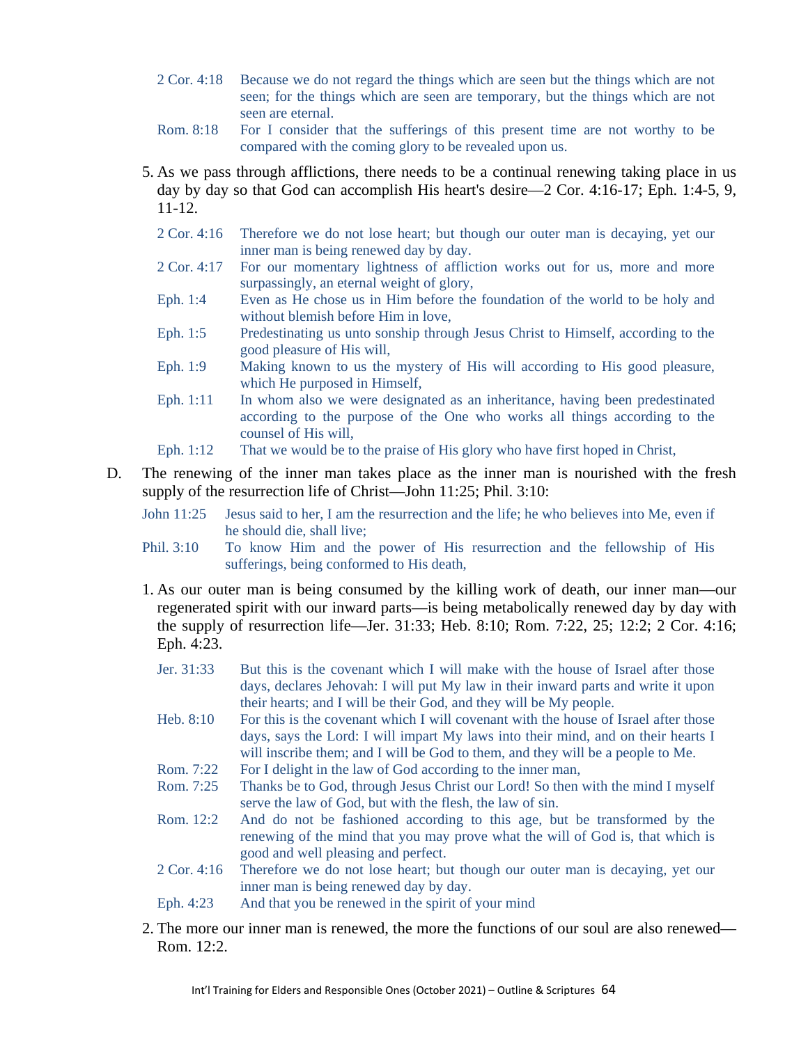2 Cor. 4:18 Because we do not regard the things which are seen but the things which are not seen; for the things which are seen are temporary, but the things which are not seen are eternal.

Rom. 8:18 For I consider that the sufferings of this present time are not worthy to be compared with the coming glory to be revealed upon us.

5. As we pass through afflictions, there needs to be a continual renewing taking place in us day by day so that God can accomplish His heart's desire—2 Cor. 4:16-17; Eph. 1:4-5, 9, 11-12.

2 Cor. 4:16 Therefore we do not lose heart; but though our outer man is decaying, yet our inner man is being renewed day by day.

2 Cor. 4:17 For our momentary lightness of affliction works out for us, more and more surpassingly, an eternal weight of glory,

Eph. 1:4 Even as He chose us in Him before the foundation of the world to be holy and without blemish before Him in love,

Eph. 1:5 Predestinating us unto sonship through Jesus Christ to Himself, according to the good pleasure of His will,

Eph. 1:9 Making known to us the mystery of His will according to His good pleasure, which He purposed in Himself,

Eph. 1:11 In whom also we were designated as an inheritance, having been predestinated according to the purpose of the One who works all things according to the counsel of His will,

Eph. 1:12 That we would be to the praise of His glory who have first hoped in Christ,

D. The renewing of the inner man takes place as the inner man is nourished with the fresh supply of the resurrection life of Christ—John 11:25; Phil. 3:10:

John 11:25 Jesus said to her, I am the resurrection and the life; he who believes into Me, even if he should die, shall live;

Phil. 3:10 To know Him and the power of His resurrection and the fellowship of His sufferings, being conformed to His death,

1. As our outer man is being consumed by the killing work of death, our inner man—our regenerated spirit with our inward parts—is being metabolically renewed day by day with the supply of resurrection life—Jer. 31:33; Heb. 8:10; Rom. 7:22, 25; 12:2; 2 Cor. 4:16; Eph. 4:23.

Jer. 31:33 But this is the covenant which I will make with the house of Israel after those days, declares Jehovah: I will put My law in their inward parts and write it upon their hearts; and I will be their God, and they will be My people.

Heb. 8:10 For this is the covenant which I will covenant with the house of Israel after those days, says the Lord: I will impart My laws into their mind, and on their hearts I will inscribe them; and I will be God to them, and they will be a people to Me.

Rom. 7:22 For I delight in the law of God according to the inner man,

Rom. 7:25 Thanks be to God, through Jesus Christ our Lord! So then with the mind I myself serve the law of God, but with the flesh, the law of sin.

Rom. 12:2 And do not be fashioned according to this age, but be transformed by the renewing of the mind that you may prove what the will of God is, that which is good and well pleasing and perfect.

2 Cor. 4:16 Therefore we do not lose heart; but though our outer man is decaying, yet our inner man is being renewed day by day.

Eph. 4:23 And that you be renewed in the spirit of your mind

2. The more our inner man is renewed, the more the functions of our soul are also renewed—Rom. 12:2.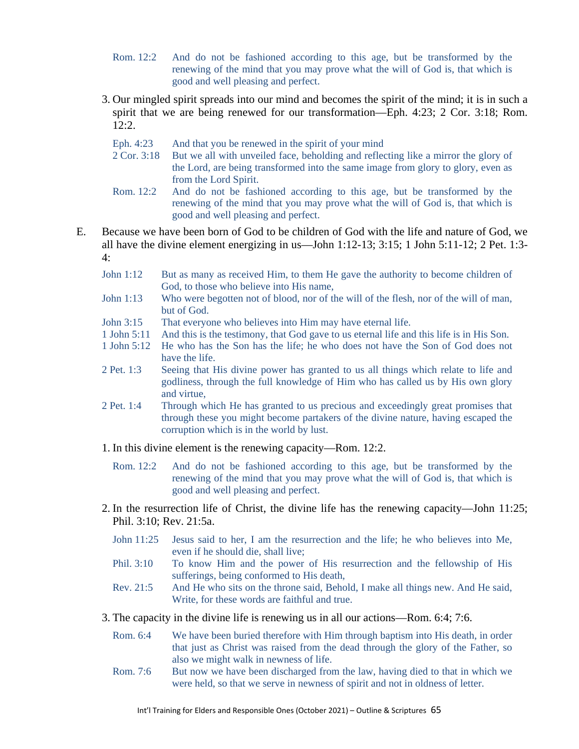Rom. 12:2 And do not be fashioned according to this age, but be transformed by the renewing of the mind that you may prove what the will of God is, that which is good and well pleasing and perfect.

3. Our mingled spirit spreads into our mind and becomes the spirit of the mind; it is in such a spirit that we are being renewed for our transformation—Eph. 4:23; 2 Cor. 3:18; Rom. 12:2.

Eph. 4:23 And that you be renewed in the spirit of your mind

2 Cor. 3:18 But we all with unveiled face, beholding and reflecting like a mirror the glory of the Lord, are being transformed into the same image from glory to glory, even as from the Lord Spirit.

Rom. 12:2 And do not be fashioned according to this age, but be transformed by the renewing of the mind that you may prove what the will of God is, that which is good and well pleasing and perfect.

E. Because we have been born of God to be children of God with the life and nature of God, we all have the divine element energizing in us—John 1:12-13; 3:15; 1 John 5:11-12; 2 Pet. 1:3-4:

John 1:12 But as many as received Him, to them He gave the authority to become children of God, to those who believe into His name,

John 1:13 Who were begotten not of blood, nor of the will of the flesh, nor of the will of man, but of God.

John 3:15 That everyone who believes into Him may have eternal life.

1 John 5:11 And this is the testimony, that God gave to us eternal life and this life is in His Son.

1 John 5:12 He who has the Son has the life; he who does not have the Son of God does not have the life.

2 Pet. 1:3 Seeing that His divine power has granted to us all things which relate to life and godliness, through the full knowledge of Him who has called us by His own glory and virtue,

2 Pet. 1:4 Through which He has granted to us precious and exceedingly great promises that through these you might become partakers of the divine nature, having escaped the corruption which is in the world by lust.

1. In this divine element is the renewing capacity—Rom. 12:2.

Rom. 12:2 And do not be fashioned according to this age, but be transformed by the renewing of the mind that you may prove what the will of God is, that which is good and well pleasing and perfect.

2. In the resurrection life of Christ, the divine life has the renewing capacity—John 11:25; Phil. 3:10; Rev. 21:5a.

John 11:25 Jesus said to her, I am the resurrection and the life; he who believes into Me, even if he should die, shall live;

Phil. 3:10 To know Him and the power of His resurrection and the fellowship of His sufferings, being conformed to His death,

Rev. 21:5 And He who sits on the throne said, Behold, I make all things new. And He said, Write, for these words are faithful and true.

3. The capacity in the divine life is renewing us in all our actions—Rom. 6:4; 7:6.

Rom. 6:4 We have been buried therefore with Him through baptism into His death, in order that just as Christ was raised from the dead through the glory of the Father, so also we might walk in newness of life.

Rom. 7:6 But now we have been discharged from the law, having died to that in which we were held, so that we serve in newness of spirit and not in oldness of letter.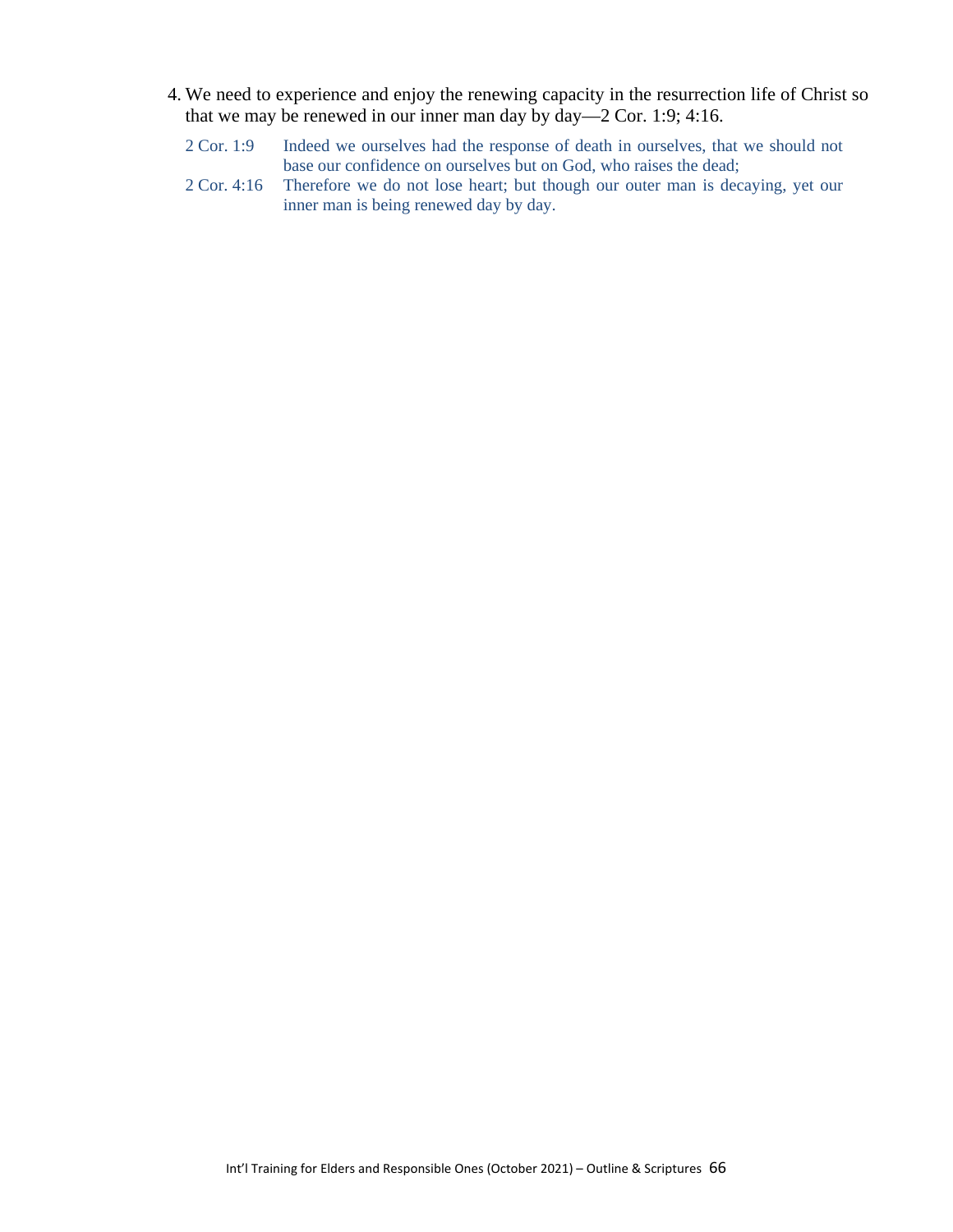4. We need to experience and enjoy the renewing capacity in the resurrection life of Christ so that we may be renewed in our inner man day by day—2 Cor. 1:9; 4:16.

| | |
|---|---|
| 2 Cor. 1:9 | Indeed we ourselves had the response of death in ourselves, that we should not base our confidence on ourselves but on God, who raises the dead; |
| 2 Cor. 4:16 | Therefore we do not lose heart; but though our outer man is decaying, yet our inner man is being renewed day by day. |